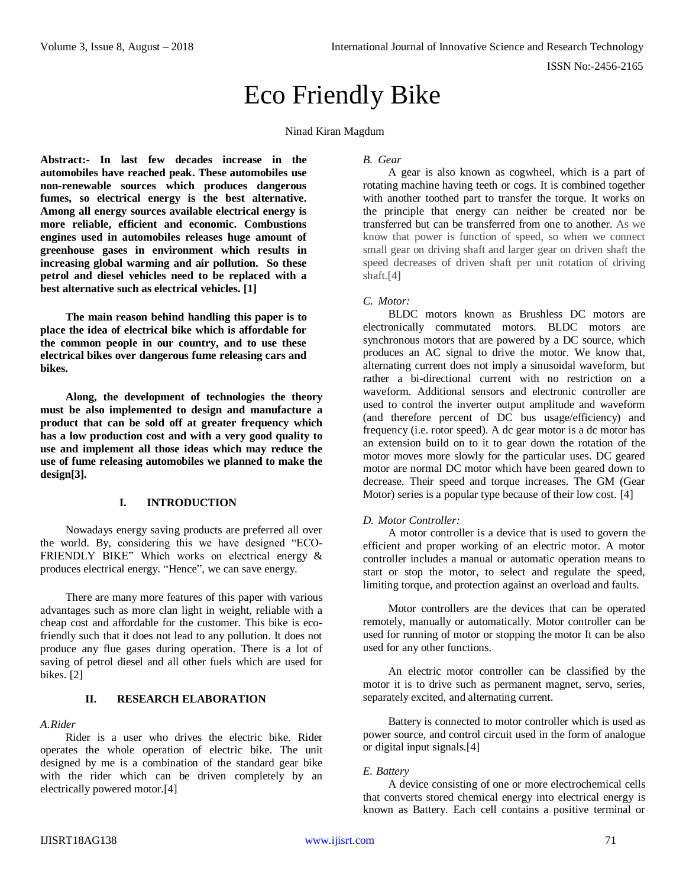# Eco Friendly Bike

Ninad Kiran Magdum

**Abstract:- In last few decades increase in the automobiles have reached peak. These automobiles use non-renewable sources which produces dangerous fumes, so electrical energy is the best alternative. Among all energy sources available electrical energy is more reliable, efficient and economic. Combustions engines used in automobiles releases huge amount of greenhouse gases in environment which results in increasing global warming and air pollution. So these petrol and diesel vehicles need to be replaced with a best alternative such as electrical vehicles. [1]**

**The main reason behind handling this paper is to place the idea of electrical bike which is affordable for the common people in our country, and to use these electrical bikes over dangerous fume releasing cars and bikes.**

**Along, the development of technologies the theory must be also implemented to design and manufacture a product that can be sold off at greater frequency which has a low production cost and with a very good quality to use and implement all those ideas which may reduce the use of fume releasing automobiles we planned to make the design[3].**

## I. INTRODUCTION

Nowadays energy saving products are preferred all over the world. By, considering this we have designed "ECO-FRIENDLY BIKE" Which works on electrical energy & produces electrical energy. "Hence", we can save energy.

There are many more features of this paper with various advantages such as more clan light in weight, reliable with a cheap cost and affordable for the customer. This bike is eco-friendly such that it does not lead to any pollution. It does not produce any flue gases during operation. There is a lot of saving of petrol diesel and all other fuels which are used for bikes. [2]

## II. RESEARCH ELABORATION

### *A. Rider*

Rider is a user who drives the electric bike. Rider operates the whole operation of electric bike. The unit designed by me is a combination of the standard gear bike with the rider which can be driven completely by an electrically powered motor.[4]

### *B. Gear*

A gear is also known as cogwheel, which is a part of rotating machine having teeth or cogs. It is combined together with another toothed part to transfer the torque. It works on the principle that energy can neither be created nor be transferred but can be transferred from one to another. As we know that power is function of speed, so when we connect small gear on driving shaft and larger gear on driven shaft the speed decreases of driven shaft per unit rotation of driving shaft.[4]

### *C. Motor:*

BLDC motors known as Brushless DC motors are electronically commutated motors. BLDC motors are synchronous motors that are powered by a DC source, which produces an AC signal to drive the motor. We know that, alternating current does not imply a sinusoidal waveform, but rather a bi-directional current with no restriction on a waveform. Additional sensors and electronic controller are used to control the inverter output amplitude and waveform (and therefore percent of DC bus usage/efficiency) and frequency (i.e. rotor speed). A dc gear motor is a dc motor has an extension build on to it to gear down the rotation of the motor moves more slowly for the particular uses. DC geared motor are normal DC motor which have been geared down to decrease. Their speed and torque increases. The GM (Gear Motor) series is a popular type because of their low cost. [4]

### *D. Motor Controller:*

A motor controller is a device that is used to govern the efficient and proper working of an electric motor. A motor controller includes a manual or automatic operation means to start or stop the motor, to select and regulate the speed, limiting torque, and protection against an overload and faults.

Motor controllers are the devices that can be operated remotely, manually or automatically. Motor controller can be used for running of motor or stopping the motor It can be also used for any other functions.

An electric motor controller can be classified by the motor it is to drive such as permanent magnet, servo, series, separately excited, and alternating current.

Battery is connected to motor controller which is used as power source, and control circuit used in the form of analogue or digital input signals.[4]

### *E. Battery*

A device consisting of one or more electrochemical cells that converts stored chemical energy into electrical energy is known as Battery. Each cell contains a positive terminal or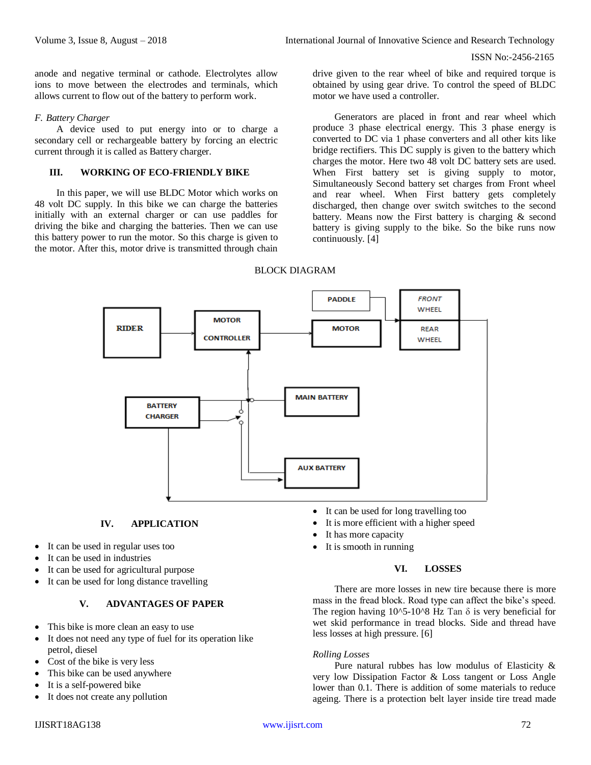anode and negative terminal or cathode. Electrolytes allow ions to move between the electrodes and terminals, which allows current to flow out of the battery to perform work.

*F. Battery Charger*

A device used to put energy into or to charge a secondary cell or rechargeable battery by forcing an electric current through it is called as Battery charger.

## III. WORKING OF ECO-FRIENDLY BIKE

In this paper, we will use BLDC Motor which works on 48 volt DC supply. In this bike we can charge the batteries initially with an external charger or can use paddles for driving the bike and charging the batteries. Then we can use this battery power to run the motor. So this charge is given to the motor. After this, motor drive is transmitted through chain drive given to the rear wheel of bike and required torque is obtained by using gear drive. To control the speed of BLDC motor we have used a controller.

Generators are placed in front and rear wheel which produce 3 phase electrical energy. This 3 phase energy is converted to DC via 1 phase converters and all other kits like bridge rectifiers. This DC supply is given to the battery which charges the motor. Here two 48 volt DC battery sets are used. When First battery set is giving supply to motor, Simultaneously Second battery set charges from Front wheel and rear wheel. When First battery gets completely discharged, then change over switch switches to the second battery. Means now the First battery is charging & second battery is giving supply to the bike. So the bike runs now continuously. [4]

BLOCK DIAGRAM

RIDER → MOTOR CONTROLLER → MOTOR; PADDLE; FRONT WHEEL; REAR WHEEL; BATTERY CHARGER; MAIN BATTERY; AUX BATTERY

## IV. APPLICATION

- It can be used in regular uses too
- It can be used in industries
- It can be used for agricultural purpose
- It can be used for long distance travelling

## V. ADVANTAGES OF PAPER

- This bike is more clean an easy to use
- It does not need any type of fuel for its operation like petrol, diesel
- Cost of the bike is very less
- This bike can be used anywhere
- It is a self-powered bike
- It does not create any pollution
- It can be used for long travelling too
- It is more efficient with a higher speed
- It has more capacity
- It is smooth in running

## VI. LOSSES

There are more losses in new tire because there is more mass in the fread block. Road type can affect the bike's speed. The region having 10^5-10^8 Hz Tan δ is very beneficial for wet skid performance in tread blocks. Side and thread have less losses at high pressure. [6]

*Rolling Losses*

Pure natural rubbes has low modulus of Elasticity & very low Dissipation Factor & Loss tangent or Loss Angle lower than 0.1. There is addition of some materials to reduce ageing. There is a protection belt layer inside tire tread made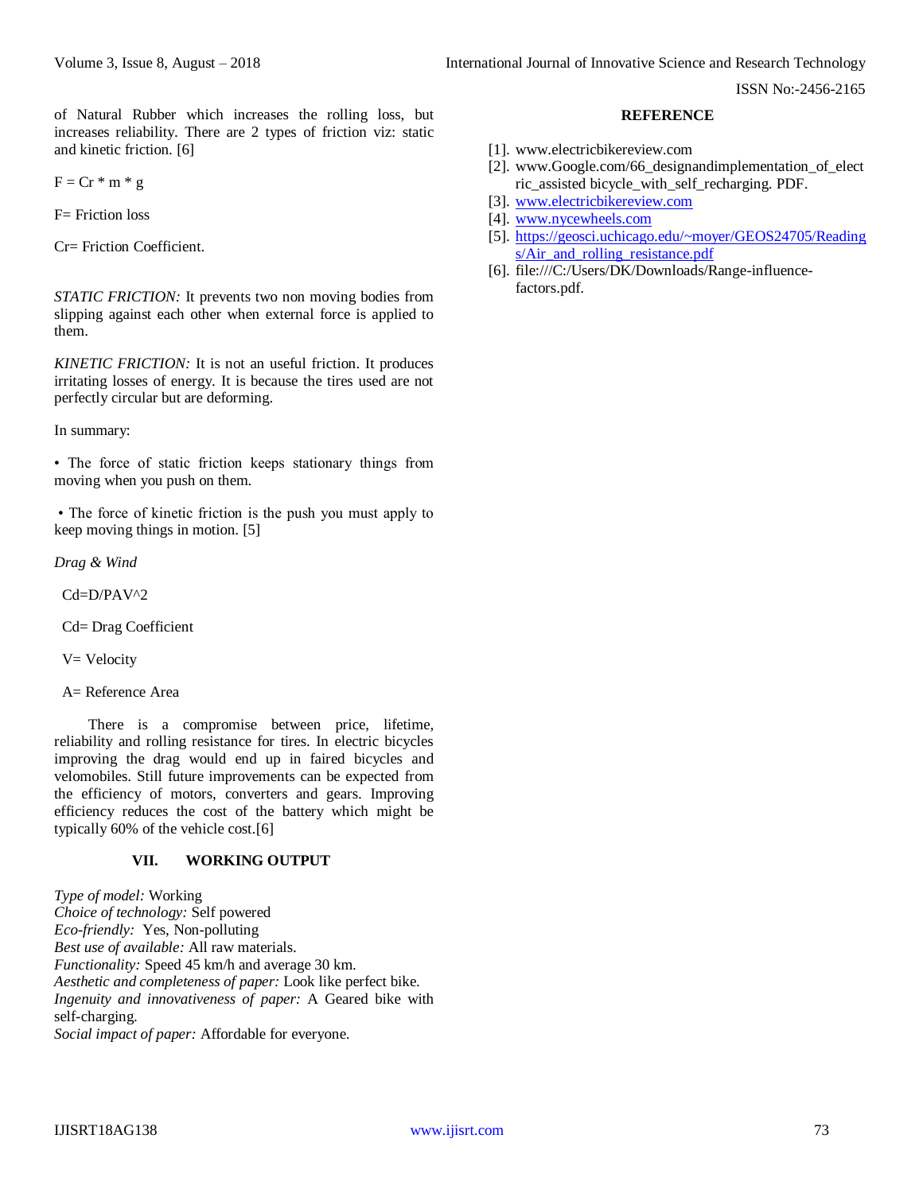of Natural Rubber which increases the rolling loss, but increases reliability. There are 2 types of friction viz: static and kinetic friction. [6]

$F = Cr * m * g$

F= Friction loss

Cr= Friction Coefficient.

*STATIC FRICTION:* It prevents two non moving bodies from slipping against each other when external force is applied to them.

*KINETIC FRICTION:* It is not an useful friction. It produces irritating losses of energy. It is because the tires used are not perfectly circular but are deforming.

In summary:

• The force of static friction keeps stationary things from moving when you push on them.

• The force of kinetic friction is the push you must apply to keep moving things in motion. [5]

*Drag & Wind*

$Cd=D/PAV^2$

Cd= Drag Coefficient

V= Velocity

A= Reference Area

There is a compromise between price, lifetime, reliability and rolling resistance for tires. In electric bicycles improving the drag would end up in faired bicycles and velomobiles. Still future improvements can be expected from the efficiency of motors, converters and gears. Improving efficiency reduces the cost of the battery which might be typically 60% of the vehicle cost.[6]

## VII. WORKING OUTPUT

*Type of model:* Working
*Choice of technology:* Self powered
*Eco-friendly:* Yes, Non-polluting
*Best use of available:* All raw materials.
*Functionality:* Speed 45 km/h and average 30 km.
*Aesthetic and completeness of paper:* Look like perfect bike.
*Ingenuity and innovativeness of paper:* A Geared bike with self-charging.
*Social impact of paper:* Affordable for everyone.

## REFERENCE

[1]. www.electricbikereview.com
[2]. www.Google.com/66_designandimplementation_of_electric_assisted bicycle_with_self_recharging. PDF.
[3]. www.electricbikereview.com
[4]. www.nycewheels.com
[5]. https://geosci.uchicago.edu/~moyer/GEOS24705/Readings/Air_and_rolling_resistance.pdf
[6]. file:///C:/Users/DK/Downloads/Range-influence-factors.pdf.